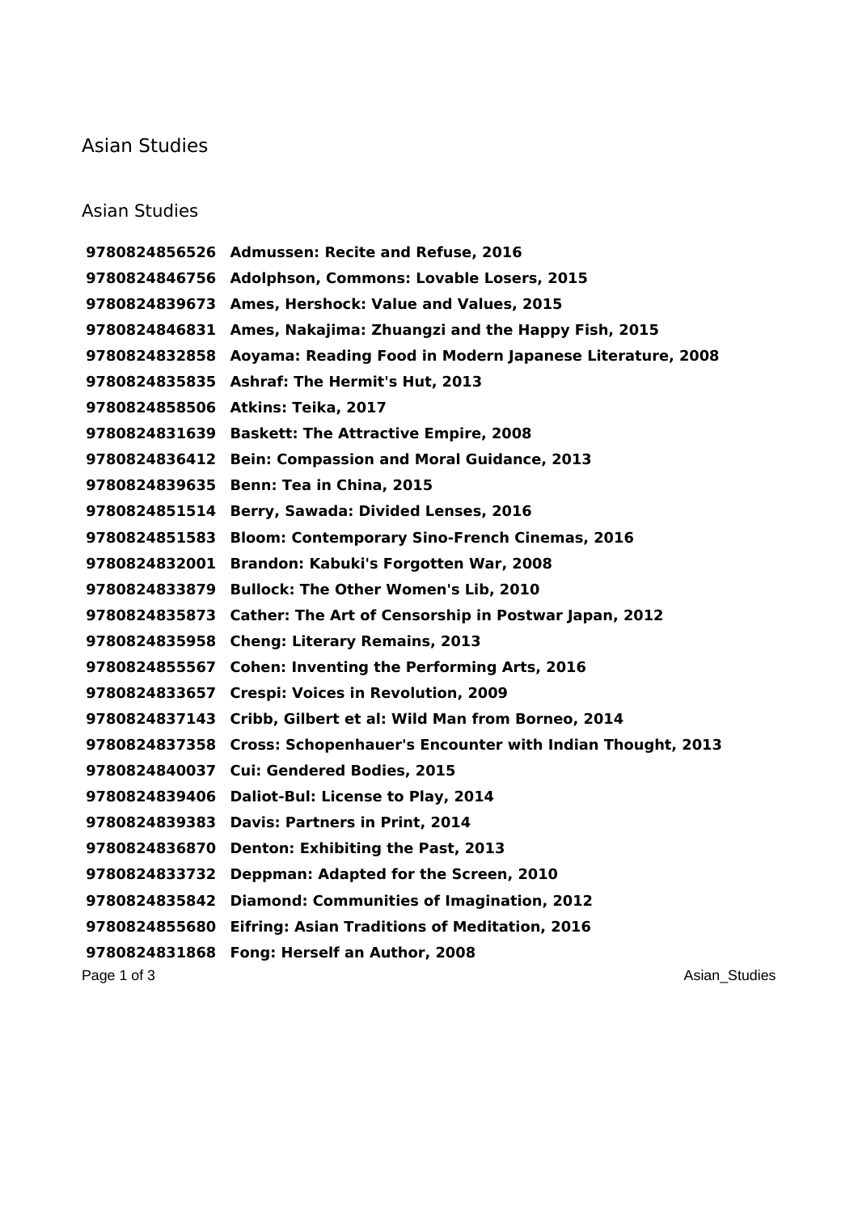# Asian Studies

## Asian Studies

**9780824856526 Admussen: Recite and Refuse, 2016**
**9780824846756 Adolphson, Commons: Lovable Losers, 2015**
**9780824839673 Ames, Hershock: Value and Values, 2015**
**9780824846831 Ames, Nakajima: Zhuangzi and the Happy Fish, 2015**
**9780824832858 Aoyama: Reading Food in Modern Japanese Literature, 2008**
**9780824835835 Ashraf: The Hermit's Hut, 2013**
**9780824858506 Atkins: Teika, 2017**
**9780824831639 Baskett: The Attractive Empire, 2008**
**9780824836412 Bein: Compassion and Moral Guidance, 2013**
**9780824839635 Benn: Tea in China, 2015**
**9780824851514 Berry, Sawada: Divided Lenses, 2016**
**9780824851583 Bloom: Contemporary Sino-French Cinemas, 2016**
**9780824832001 Brandon: Kabuki's Forgotten War, 2008**
**9780824833879 Bullock: The Other Women's Lib, 2010**
**9780824835873 Cather: The Art of Censorship in Postwar Japan, 2012**
**9780824835958 Cheng: Literary Remains, 2013**
**9780824855567 Cohen: Inventing the Performing Arts, 2016**
**9780824833657 Crespi: Voices in Revolution, 2009**
**9780824837143 Cribb, Gilbert et al: Wild Man from Borneo, 2014**
**9780824837358 Cross: Schopenhauer's Encounter with Indian Thought, 2013**
**9780824840037 Cui: Gendered Bodies, 2015**
**9780824839406 Daliot-Bul: License to Play, 2014**
**9780824839383 Davis: Partners in Print, 2014**
**9780824836870 Denton: Exhibiting the Past, 2013**
**9780824833732 Deppman: Adapted for the Screen, 2010**
**9780824835842 Diamond: Communities of Imagination, 2012**
**9780824855680 Eifring: Asian Traditions of Meditation, 2016**
**9780824831868 Fong: Herself an Author, 2008**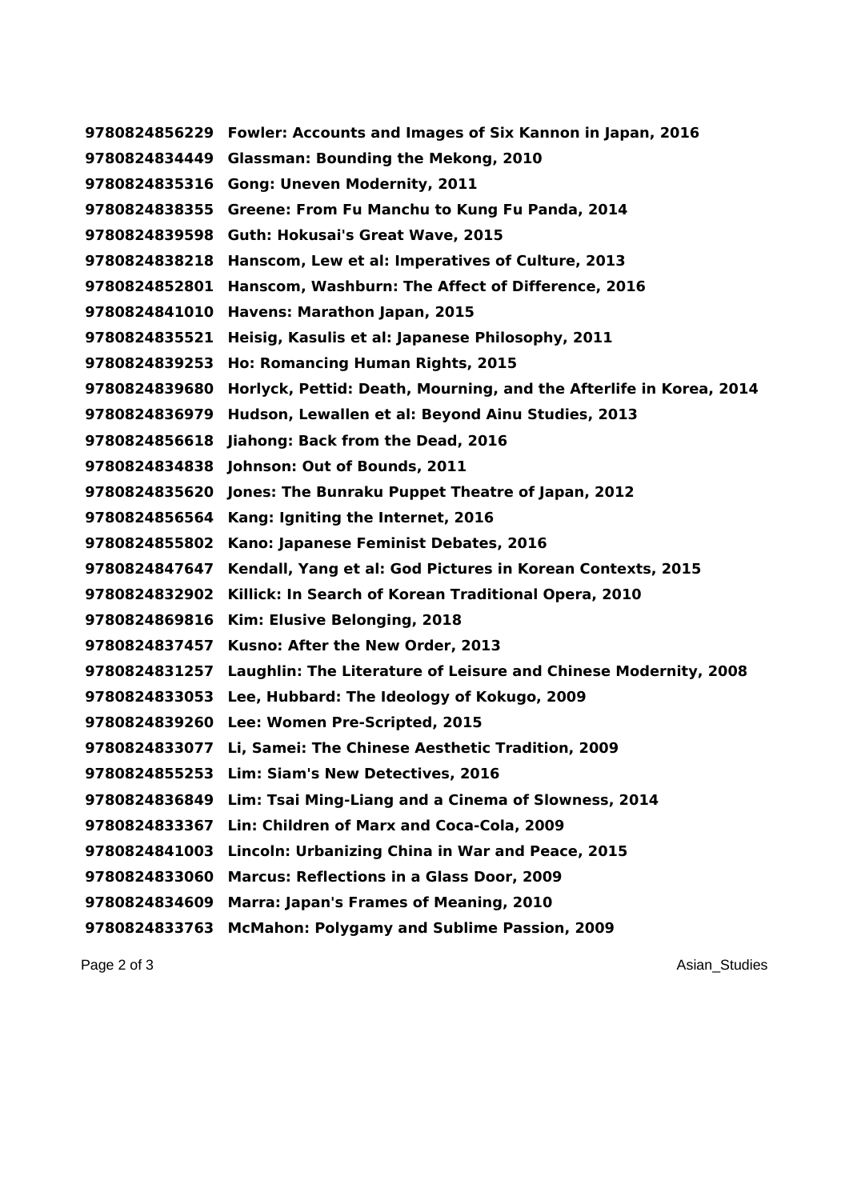**9780824856229 Fowler: Accounts and Images of Six Kannon in Japan, 2016**
**9780824834449 Glassman: Bounding the Mekong, 2010**
**9780824835316 Gong: Uneven Modernity, 2011**
**9780824838355 Greene: From Fu Manchu to Kung Fu Panda, 2014**
**9780824839598 Guth: Hokusai's Great Wave, 2015**
**9780824838218 Hanscom, Lew et al: Imperatives of Culture, 2013**
**9780824852801 Hanscom, Washburn: The Affect of Difference, 2016**
**9780824841010 Havens: Marathon Japan, 2015**
**9780824835521 Heisig, Kasulis et al: Japanese Philosophy, 2011**
**9780824839253 Ho: Romancing Human Rights, 2015**
**9780824839680 Horlyck, Pettid: Death, Mourning, and the Afterlife in Korea, 2014**
**9780824836979 Hudson, Lewallen et al: Beyond Ainu Studies, 2013**
**9780824856618 Jiahong: Back from the Dead, 2016**
**9780824834838 Johnson: Out of Bounds, 2011**
**9780824835620 Jones: The Bunraku Puppet Theatre of Japan, 2012**
**9780824856564 Kang: Igniting the Internet, 2016**
**9780824855802 Kano: Japanese Feminist Debates, 2016**
**9780824847647 Kendall, Yang et al: God Pictures in Korean Contexts, 2015**
**9780824832902 Killick: In Search of Korean Traditional Opera, 2010**
**9780824869816 Kim: Elusive Belonging, 2018**
**9780824837457 Kusno: After the New Order, 2013**
**9780824831257 Laughlin: The Literature of Leisure and Chinese Modernity, 2008**
**9780824833053 Lee, Hubbard: The Ideology of Kokugo, 2009**
**9780824839260 Lee: Women Pre-Scripted, 2015**
**9780824833077 Li, Samei: The Chinese Aesthetic Tradition, 2009**
**9780824855253 Lim: Siam's New Detectives, 2016**
**9780824836849 Lim: Tsai Ming-Liang and a Cinema of Slowness, 2014**
**9780824833367 Lin: Children of Marx and Coca-Cola, 2009**
**9780824841003 Lincoln: Urbanizing China in War and Peace, 2015**
**9780824833060 Marcus: Reflections in a Glass Door, 2009**
**9780824834609 Marra: Japan's Frames of Meaning, 2010**
**9780824833763 McMahon: Polygamy and Sublime Passion, 2009**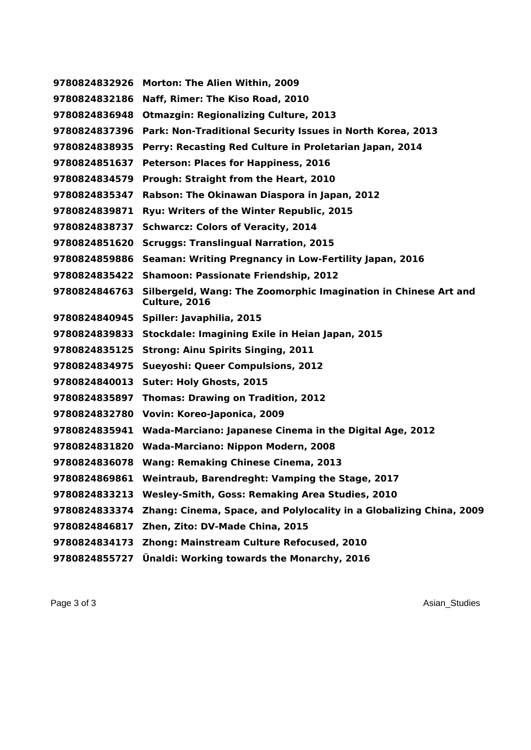| | |
|---|---|
| **9780824832926** | **Morton: The Alien Within, 2009** |
| **9780824832186** | **Naff, Rimer: The Kiso Road, 2010** |
| **9780824836948** | **Otmazgin: Regionalizing Culture, 2013** |
| **9780824837396** | **Park: Non-Traditional Security Issues in North Korea, 2013** |
| **9780824838935** | **Perry: Recasting Red Culture in Proletarian Japan, 2014** |
| **9780824851637** | **Peterson: Places for Happiness, 2016** |
| **9780824834579** | **Prough: Straight from the Heart, 2010** |
| **9780824835347** | **Rabson: The Okinawan Diaspora in Japan, 2012** |
| **9780824839871** | **Ryu: Writers of the Winter Republic, 2015** |
| **9780824838737** | **Schwarcz: Colors of Veracity, 2014** |
| **9780824851620** | **Scruggs: Translingual Narration, 2015** |
| **9780824859886** | **Seaman: Writing Pregnancy in Low-Fertility Japan, 2016** |
| **9780824835422** | **Shamoon: Passionate Friendship, 2012** |
| **9780824846763** | **Silbergeld, Wang: The Zoomorphic Imagination in Chinese Art and Culture, 2016** |
| **9780824840945** | **Spiller: Javaphilia, 2015** |
| **9780824839833** | **Stockdale: Imagining Exile in Heian Japan, 2015** |
| **9780824835125** | **Strong: Ainu Spirits Singing, 2011** |
| **9780824834975** | **Sueyoshi: Queer Compulsions, 2012** |
| **9780824840013** | **Suter: Holy Ghosts, 2015** |
| **9780824835897** | **Thomas: Drawing on Tradition, 2012** |
| **9780824832780** | **Vovin: Koreo-Japonica, 2009** |
| **9780824835941** | **Wada-Marciano: Japanese Cinema in the Digital Age, 2012** |
| **9780824831820** | **Wada-Marciano: Nippon Modern, 2008** |
| **9780824836078** | **Wang: Remaking Chinese Cinema, 2013** |
| **9780824869861** | **Weintraub, Barendregt: Vamping the Stage, 2017** |
| **9780824833213** | **Wesley-Smith, Goss: Remaking Area Studies, 2010** |
| **9780824833374** | **Zhang: Cinema, Space, and Polylocality in a Globalizing China, 2009** |
| **9780824846817** | **Zhen, Zito: DV-Made China, 2015** |
| **9780824834173** | **Zhong: Mainstream Culture Refocused, 2010** |
| **9780824855727** | **Ünaldi: Working towards the Monarchy, 2016** |